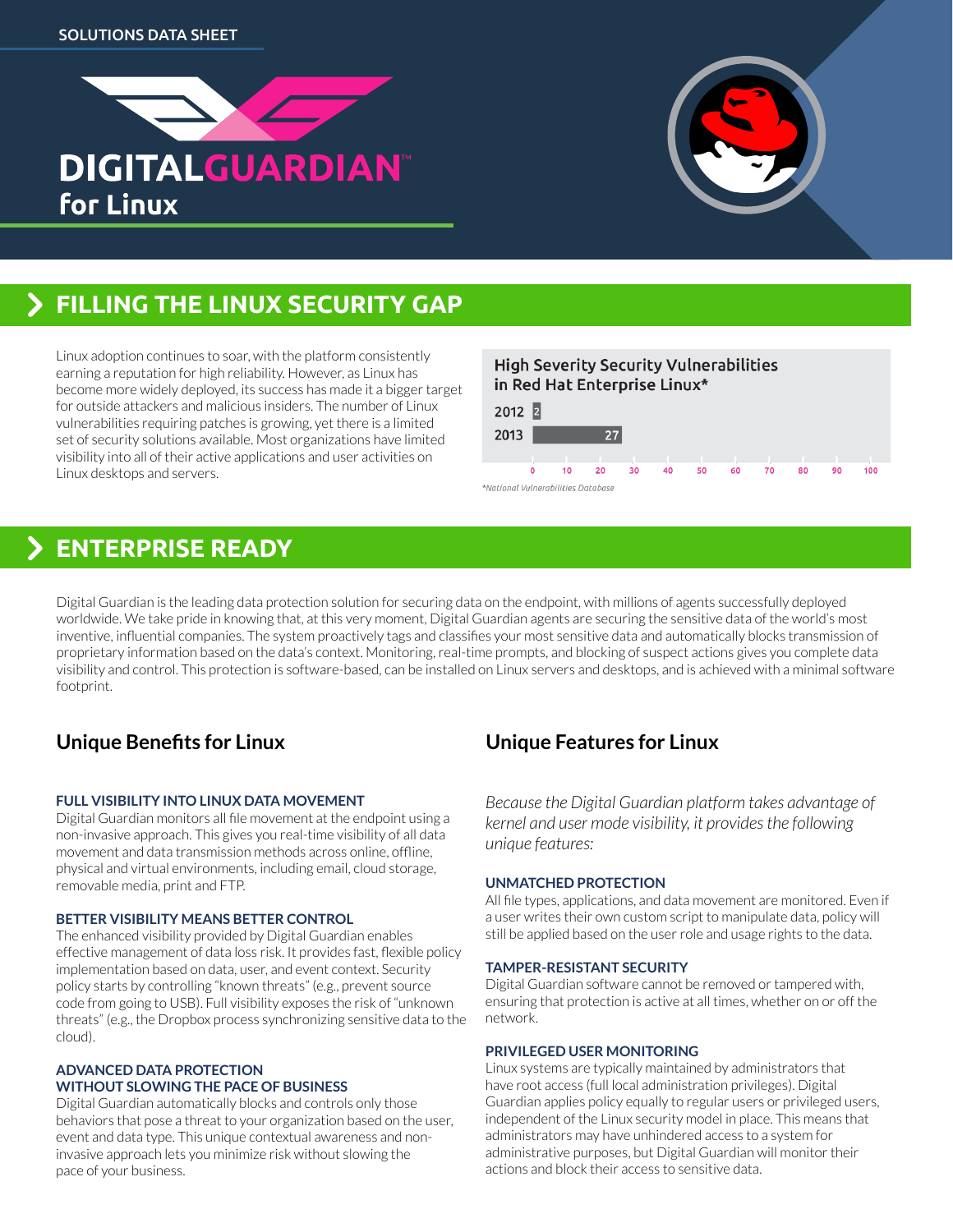SOLUTIONS DATA SHEET

# DIGITALGUARDIAN™ for Linux

## FILLING THE LINUX SECURITY GAP

Linux adoption continues to soar, with the platform consistently earning a reputation for high reliability. However, as Linux has become more widely deployed, its success has made it a bigger target for outside attackers and malicious insiders. The number of Linux vulnerabilities requiring patches is growing, yet there is a limited set of security solutions available. Most organizations have limited visibility into all of their active applications and user activities on Linux desktops and servers.

**High Severity Security Vulnerabilities in Red Hat Enterprise Linux***

| Year | Vulnerabilities |
| --- | --- |
| 2012 | 2 |
| 2013 | 27 |

*National Vulnerabilities Database

## ENTERPRISE READY

Digital Guardian is the leading data protection solution for securing data on the endpoint, with millions of agents successfully deployed worldwide. We take pride in knowing that, at this very moment, Digital Guardian agents are securing the sensitive data of the world's most inventive, influential companies. The system proactively tags and classifies your most sensitive data and automatically blocks transmission of proprietary information based on the data's context. Monitoring, real-time prompts, and blocking of suspect actions gives you complete data visibility and control. This protection is software-based, can be installed on Linux servers and desktops, and is achieved with a minimal software footprint.

### Unique Benefits for Linux

#### FULL VISIBILITY INTO LINUX DATA MOVEMENT

Digital Guardian monitors all file movement at the endpoint using a non-invasive approach. This gives you real-time visibility of all data movement and data transmission methods across online, offline, physical and virtual environments, including email, cloud storage, removable media, print and FTP.

#### BETTER VISIBILITY MEANS BETTER CONTROL

The enhanced visibility provided by Digital Guardian enables effective management of data loss risk. It provides fast, flexible policy implementation based on data, user, and event context. Security policy starts by controlling "known threats" (e.g., prevent source code from going to USB). Full visibility exposes the risk of "unknown threats" (e.g., the Dropbox process synchronizing sensitive data to the cloud).

#### ADVANCED DATA PROTECTION WITHOUT SLOWING THE PACE OF BUSINESS

Digital Guardian automatically blocks and controls only those behaviors that pose a threat to your organization based on the user, event and data type. This unique contextual awareness and non-invasive approach lets you minimize risk without slowing the pace of your business.

### Unique Features for Linux

*Because the Digital Guardian platform takes advantage of kernel and user mode visibility, it provides the following unique features:*

#### UNMATCHED PROTECTION

All file types, applications, and data movement are monitored. Even if a user writes their own custom script to manipulate data, policy will still be applied based on the user role and usage rights to the data.

#### TAMPER-RESISTANT SECURITY

Digital Guardian software cannot be removed or tampered with, ensuring that protection is active at all times, whether on or off the network.

#### PRIVILEGED USER MONITORING

Linux systems are typically maintained by administrators that have root access (full local administration privileges). Digital Guardian applies policy equally to regular users or privileged users, independent of the Linux security model in place. This means that administrators may have unhindered access to a system for administrative purposes, but Digital Guardian will monitor their actions and block their access to sensitive data.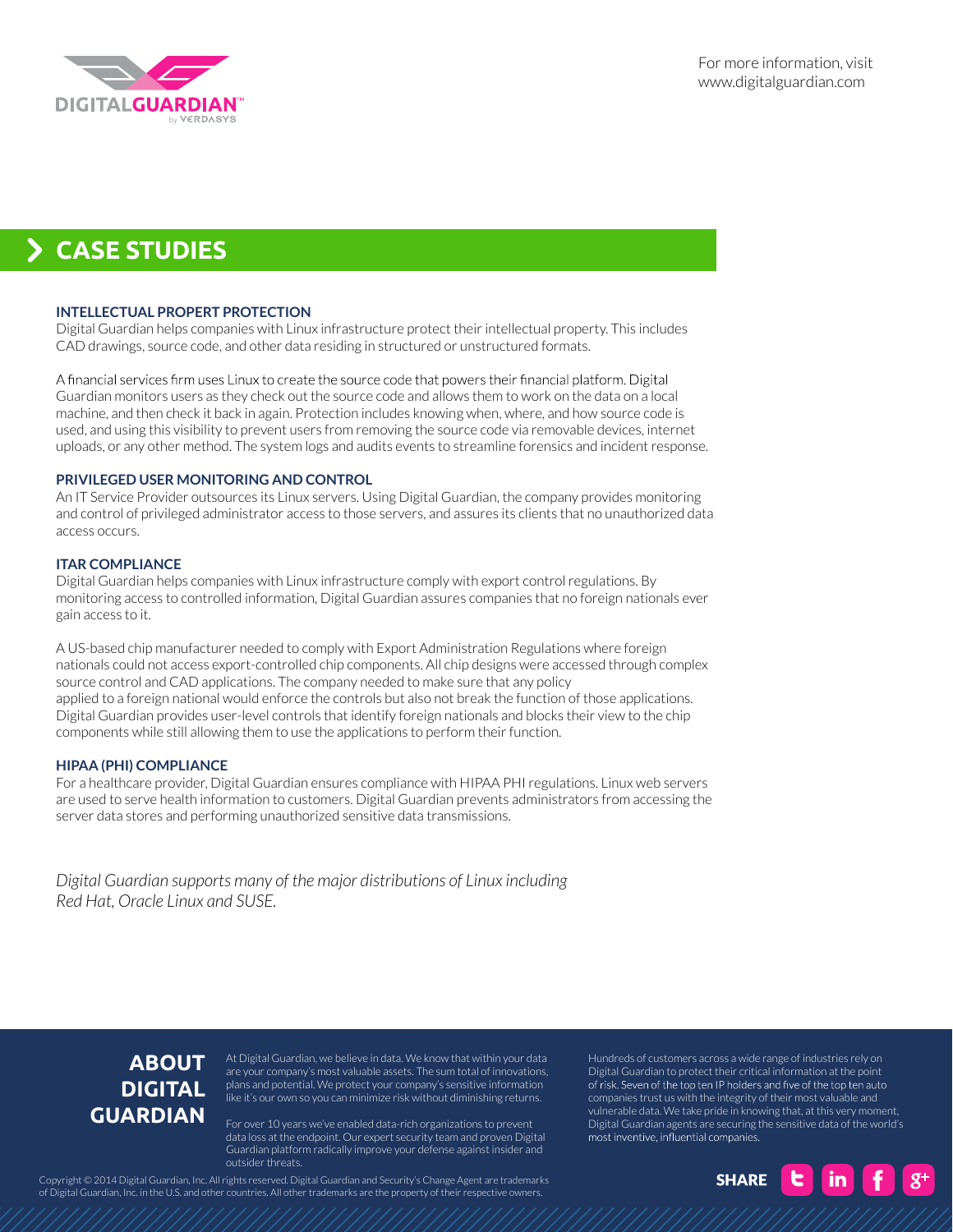For more information, visit www.digitalguardian.com

## CASE STUDIES

### INTELLECTUAL PROPERT PROTECTION

Digital Guardian helps companies with Linux infrastructure protect their intellectual property. This includes CAD drawings, source code, and other data residing in structured or unstructured formats.

A financial services firm uses Linux to create the source code that powers their financial platform. Digital Guardian monitors users as they check out the source code and allows them to work on the data on a local machine, and then check it back in again. Protection includes knowing when, where, and how source code is used, and using this visibility to prevent users from removing the source code via removable devices, internet uploads, or any other method. The system logs and audits events to streamline forensics and incident response.

### PRIVILEGED USER MONITORING AND CONTROL

An IT Service Provider outsources its Linux servers. Using Digital Guardian, the company provides monitoring and control of privileged administrator access to those servers, and assures its clients that no unauthorized data access occurs.

### ITAR COMPLIANCE

Digital Guardian helps companies with Linux infrastructure comply with export control regulations. By monitoring access to controlled information, Digital Guardian assures companies that no foreign nationals ever gain access to it.

A US-based chip manufacturer needed to comply with Export Administration Regulations where foreign nationals could not access export-controlled chip components. All chip designs were accessed through complex source control and CAD applications. The company needed to make sure that any policy applied to a foreign national would enforce the controls but also not break the function of those applications. Digital Guardian provides user-level controls that identify foreign nationals and blocks their view to the chip components while still allowing them to use the applications to perform their function.

### HIPAA (PHI) COMPLIANCE

For a healthcare provider, Digital Guardian ensures compliance with HIPAA PHI regulations. Linux web servers are used to serve health information to customers. Digital Guardian prevents administrators from accessing the server data stores and performing unauthorized sensitive data transmissions.

*Digital Guardian supports many of the major distributions of Linux including Red Hat, Oracle Linux and SUSE.*

## ABOUT DIGITAL GUARDIAN

At Digital Guardian, we believe in data. We know that within your data are your company's most valuable assets. The sum total of innovations, plans and potential. We protect your company's sensitive information like it's our own so you can minimize risk without diminishing returns.

For over 10 years we've enabled data-rich organizations to prevent data loss at the endpoint. Our expert security team and proven Digital Guardian platform radically improve your defense against insider and outsider threats.

Hundreds of customers across a wide range of industries rely on Digital Guardian to protect their critical information at the point of risk. Seven of the top ten IP holders and five of the top ten auto companies trust us with the integrity of their most valuable and vulnerable data. We take pride in knowing that, at this very moment, Digital Guardian agents are securing the sensitive data of the world's most inventive, influential companies.

Copyright © 2014 Digital Guardian, Inc. All rights reserved. Digital Guardian and Security's Change Agent are trademarks of Digital Guardian, Inc. in the U.S. and other countries. All other trademarks are the property of their respective owners.

SHARE